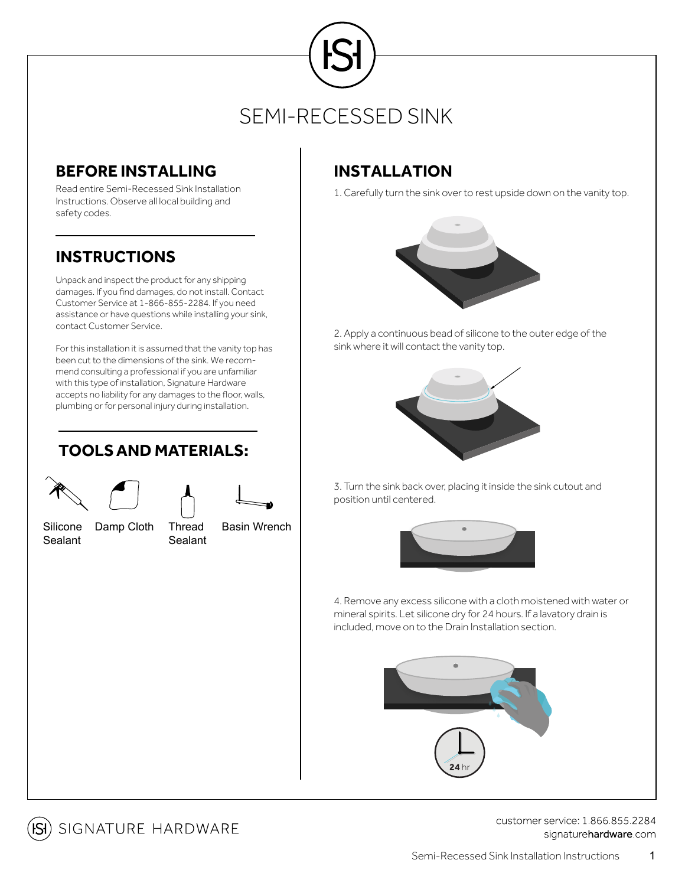# SEMI-RECESSED SINK

## BEFORE INSTALLING

Read entire Semi-Recessed Sink Installation Instructions. Observe all local building and safety codes.

## INSTRUCTIONS

Unpack and inspect the product for any shipping damages. If you find damages, do not install. Contact Customer Service at 1-866-855-2284. If you need assistance or have questions while installing your sink, contact Customer Service.

For this installation it is assumed that the vanity top has been cut to the dimensions of the sink. We recommend consulting a professional if you are unfamiliar with this type of installation, Signature Hardware accepts no liability for any damages to the floor, walls, plumbing or for personal injury during installation.

## TOOLS AND MATERIALS:

Silicone Sealant
Damp Cloth
Thread Sealant
Basin Wrench

## INSTALLATION

1. Carefully turn the sink over to rest upside down on the vanity top.

2. Apply a continuous bead of silicone to the outer edge of the sink where it will contact the vanity top.

3. Turn the sink back over, placing it inside the sink cutout and position until centered.

4. Remove any excess silicone with a cloth moistened with water or mineral spirits. Let silicone dry for 24 hours. If a lavatory drain is included, move on to the Drain Installation section.

24 hr

customer service: 1.866.855.2284
signaturehardware.com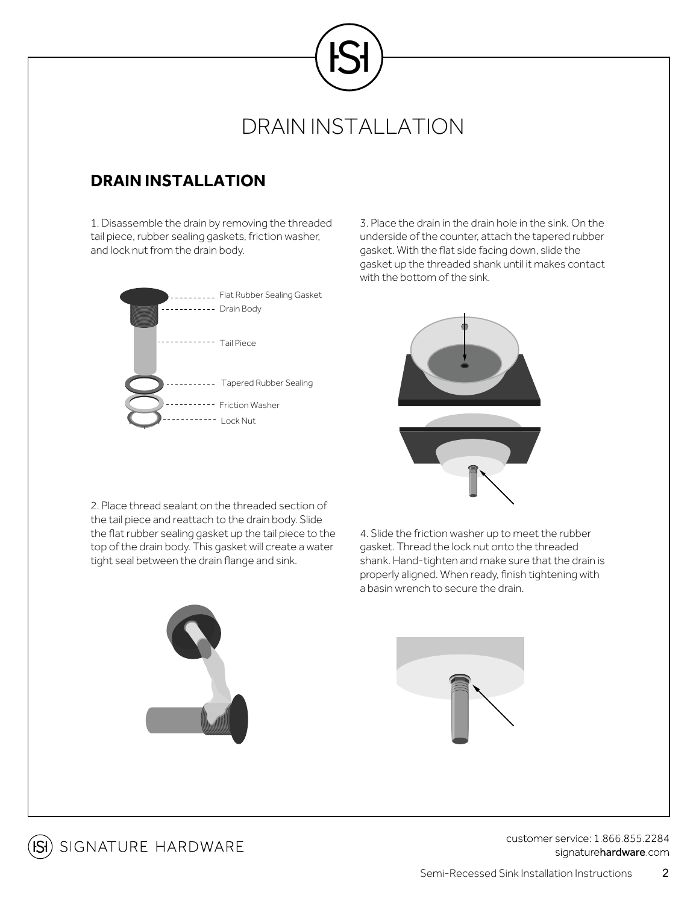# DRAIN INSTALLATION

## DRAIN INSTALLATION

1. Disassemble the drain by removing the threaded tail piece, rubber sealing gaskets, friction washer, and lock nut from the drain body.

Flat Rubber Sealing Gasket
Drain Body
Tail Piece
Tapered Rubber Sealing
Friction Washer
Lock Nut

2. Place thread sealant on the threaded section of the tail piece and reattach to the drain body. Slide the flat rubber sealing gasket up the tail piece to the top of the drain body. This gasket will create a water tight seal between the drain flange and sink.

3. Place the drain in the drain hole in the sink. On the underside of the counter, attach the tapered rubber gasket. With the flat side facing down, slide the gasket up the threaded shank until it makes contact with the bottom of the sink.

4. Slide the friction washer up to meet the rubber gasket. Thread the lock nut onto the threaded shank. Hand-tighten and make sure that the drain is properly aligned. When ready, finish tightening with a basin wrench to secure the drain.

SIGNATURE HARDWARE

customer service: 1.866.855.2284
signaturehardware.com